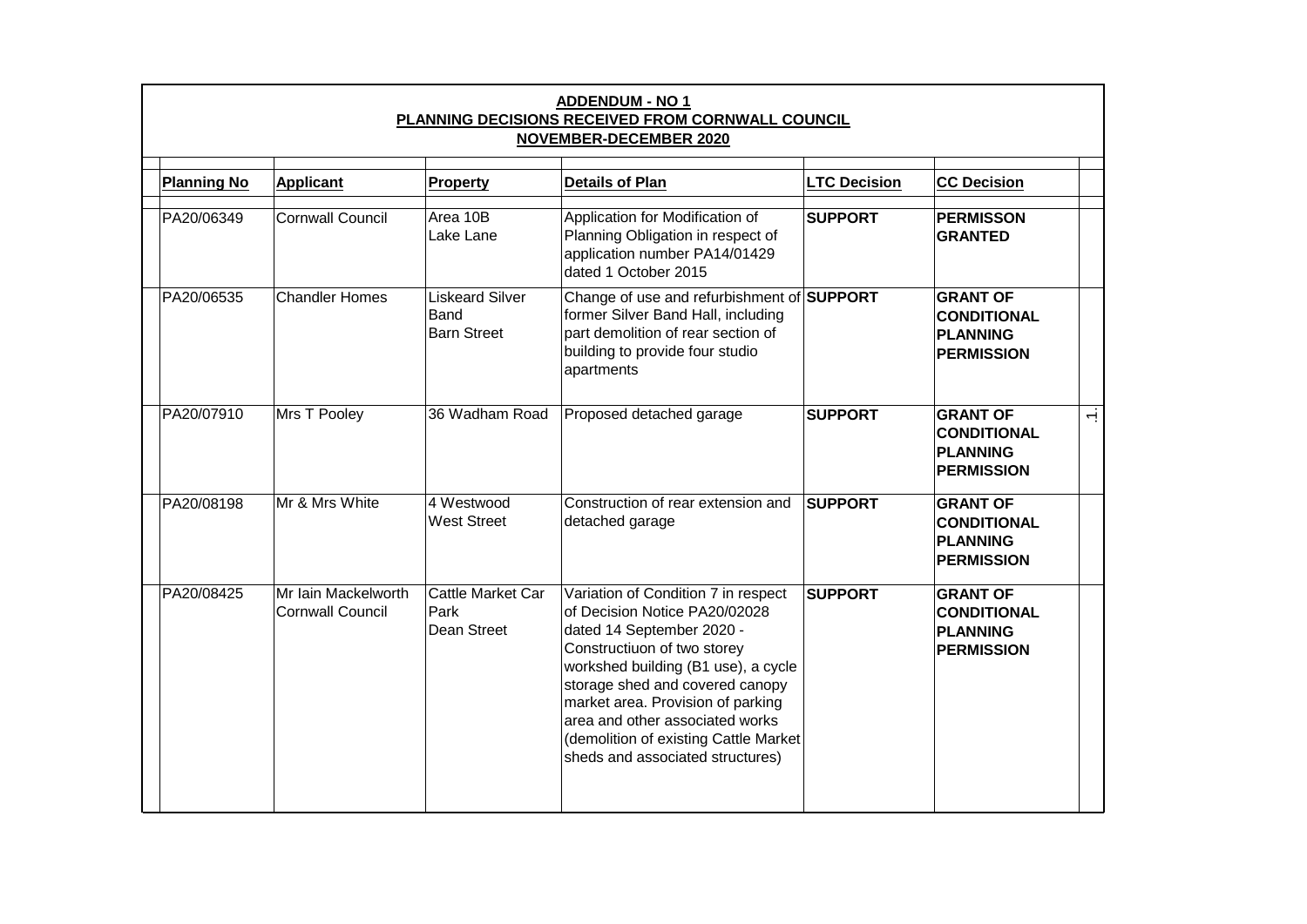**ADDENDUM - NO 1**
**PLANNING DECISIONS RECEIVED FROM CORNWALL COUNCIL**
**NOVEMBER-DECEMBER 2020**

| Planning No | Applicant | Property | Details of Plan | LTC Decision | CC Decision |
|---|---|---|---|---|---|
| PA20/06349 | Cornwall Council | Area 10B Lake Lane | Application for Modification of Planning Obligation in respect of application number PA14/01429 dated 1 October 2015 | **SUPPORT** | **PERMISSON GRANTED** |
| PA20/06535 | Chandler Homes | Liskeard Silver Band Barn Street | Change of use and refurbishment of former Silver Band Hall, including part demolition of rear section of building to provide four studio apartments | **SUPPORT** | **GRANT OF CONDITIONAL PLANNING PERMISSION** |
| PA20/07910 | Mrs T Pooley | 36 Wadham Road | Proposed detached garage | **SUPPORT** | **GRANT OF CONDITIONAL PLANNING PERMISSION** |
| PA20/08198 | Mr & Mrs White | 4 Westwood West Street | Construction of rear extension and detached garage | **SUPPORT** | **GRANT OF CONDITIONAL PLANNING PERMISSION** |
| PA20/08425 | Mr Iain Mackelworth Cornwall Council | Cattle Market Car Park Dean Street | Variation of Condition 7 in respect of Decision Notice PA20/02028 dated 14 September 2020 - Constructiuon of two storey workshed building (B1 use), a cycle storage shed and covered canopy market area. Provision of parking area and other associated works (demolition of existing Cattle Market sheds and associated structures) | **SUPPORT** | **GRANT OF CONDITIONAL PLANNING PERMISSION** |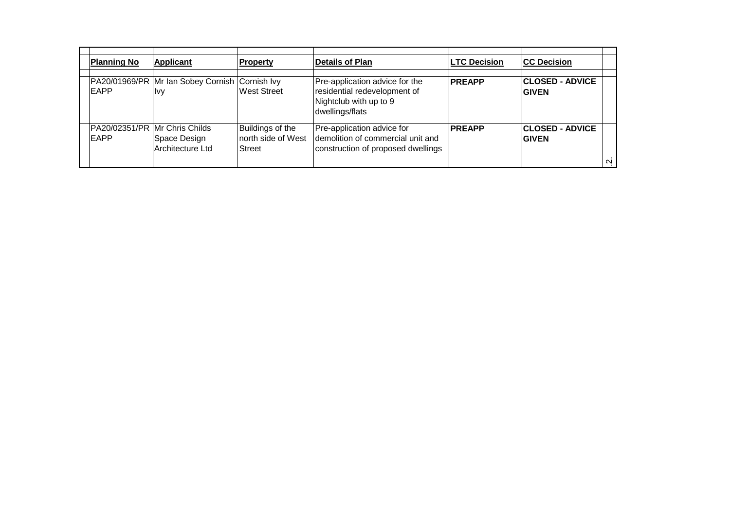| Planning No | Applicant | Property | Details of Plan | LTC Decision | CC Decision |
|---|---|---|---|---|---|
| PA20/01969/PREAPP | Mr Ian Sobey Cornish Ivy | Cornish Ivy West Street | Pre-application advice for the residential redevelopment of Nightclub with up to 9 dwellings/flats | **PREAPP** | **CLOSED - ADVICE GIVEN** |
| PA20/02351/PREAPP | Mr Chris Childs Space Design Architecture Ltd | Buildings of the north side of West Street | Pre-application advice for demolition of commercial unit and construction of proposed dwellings | **PREAPP** | **CLOSED - ADVICE GIVEN** |